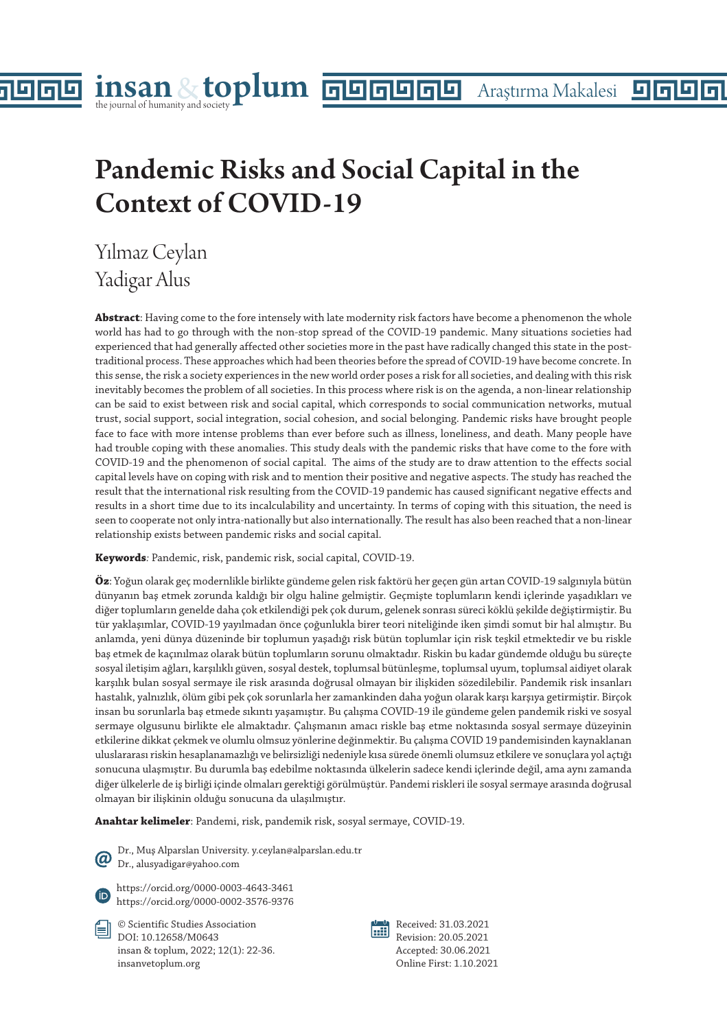# Pandemic Risks and Social Capital in the Context of COVID-19

Yılmaz Ceylan
Yadigar Alus

**Abstract**: Having come to the fore intensely with late modernity risk factors have become a phenomenon the whole world has had to go through with the non-stop spread of the COVID-19 pandemic. Many situations societies had experienced that had generally affected other societies more in the past have radically changed this state in the post-traditional process. These approaches which had been theories before the spread of COVID-19 have become concrete. In this sense, the risk a society experiences in the new world order poses a risk for all societies, and dealing with this risk inevitably becomes the problem of all societies. In this process where risk is on the agenda, a non-linear relationship can be said to exist between risk and social capital, which corresponds to social communication networks, mutual trust, social support, social integration, social cohesion, and social belonging. Pandemic risks have brought people face to face with more intense problems than ever before such as illness, loneliness, and death. Many people have had trouble coping with these anomalies. This study deals with the pandemic risks that have come to the fore with COVID-19 and the phenomenon of social capital. The aims of the study are to draw attention to the effects social capital levels have on coping with risk and to mention their positive and negative aspects. The study has reached the result that the international risk resulting from the COVID-19 pandemic has caused significant negative effects and results in a short time due to its incalculability and uncertainty. In terms of coping with this situation, the need is seen to cooperate not only intra-nationally but also internationally. The result has also been reached that a non-linear relationship exists between pandemic risks and social capital.

**Keywords**: Pandemic, risk, pandemic risk, social capital, COVID-19.

**Öz**: Yoğun olarak geç modernlikle birlikte gündeme gelen risk faktörü her geçen gün artan COVID-19 salgınıyla bütün dünyanın baş etmek zorunda kaldığı bir olgu haline gelmiştir. Geçmişte toplumların kendi içlerinde yaşadıkları ve diğer toplumların genelde daha çok etkilendiği pek çok durum, gelenek sonrası süreci köklü şekilde değiştirmiştir. Bu tür yaklaşımlar, COVID-19 yayılmadan önce çoğunlukla birer teori niteliğinde iken şimdi somut bir hal almıştır. Bu anlamda, yeni dünya düzeninde bir toplumun yaşadığı risk bütün toplumlar için risk teşkil etmektedir ve bu riskle baş etmek de kaçınılmaz olarak bütün toplumların sorunu olmaktadır. Riskin bu kadar gündemde olduğu bu süreçte sosyal iletişim ağları, karşılıklı güven, sosyal destek, toplumsal bütünleşme, toplumsal uyum, toplumsal aidiyet olarak karşılık bulan sosyal sermaye ile risk arasında doğrusal olmayan bir ilişkiden sözedilebilir. Pandemik risk insanları hastalık, yalnızlık, ölüm gibi pek çok sorunlarla her zamankinden daha yoğun olarak karşı karşıya getirmiştir. Birçok insan bu sorunlarla baş etmede sıkıntı yaşamıştır. Bu çalışma COVID-19 ile gündeme gelen pandemik riski ve sosyal sermaye olgusunu birlikte ele almaktadır. Çalışmanın amacı riskle baş etme noktasında sosyal sermaye düzeyinin etkilerine dikkat çekmek ve olumlu olumsuz yönlerine değinmektir. Bu çalışma COVID 19 pandemisinden kaynaklanan uluslararası riskin hesaplanamazlığı ve belirsizliği nedeniyle kısa sürede önemli olumsuz etkilere ve sonuçlara yol açtığı sonucuna ulaşmıştır. Bu durumla baş edebilme noktasında ülkelerin sadece kendi içlerinde değil, ama aynı zamanda diğer ülkelerle de iş birliği içinde olmaları gerektiği görülmüştür. Pandemi riskleri ile sosyal sermaye arasında doğrusal olmayan bir ilişkinin olduğu sonucuna da ulaşılmıştır.

**Anahtar kelimeler**: Pandemi, risk, pandemik risk, sosyal sermaye, COVID-19.

Dr., Muş Alparslan University. y.ceylan@alparslan.edu.tr
Dr., alusyadigar@yahoo.com

https://orcid.org/0000-0003-4643-3461
https://orcid.org/0000-0002-3576-9376

© Scientific Studies Association
DOI: 10.12658/M0643
insan & toplum, 2022; 12(1): 22-36.
insanvetoplum.org

Received: 31.03.2021
Revision: 20.05.2021
Accepted: 30.06.2021
Online First: 1.10.2021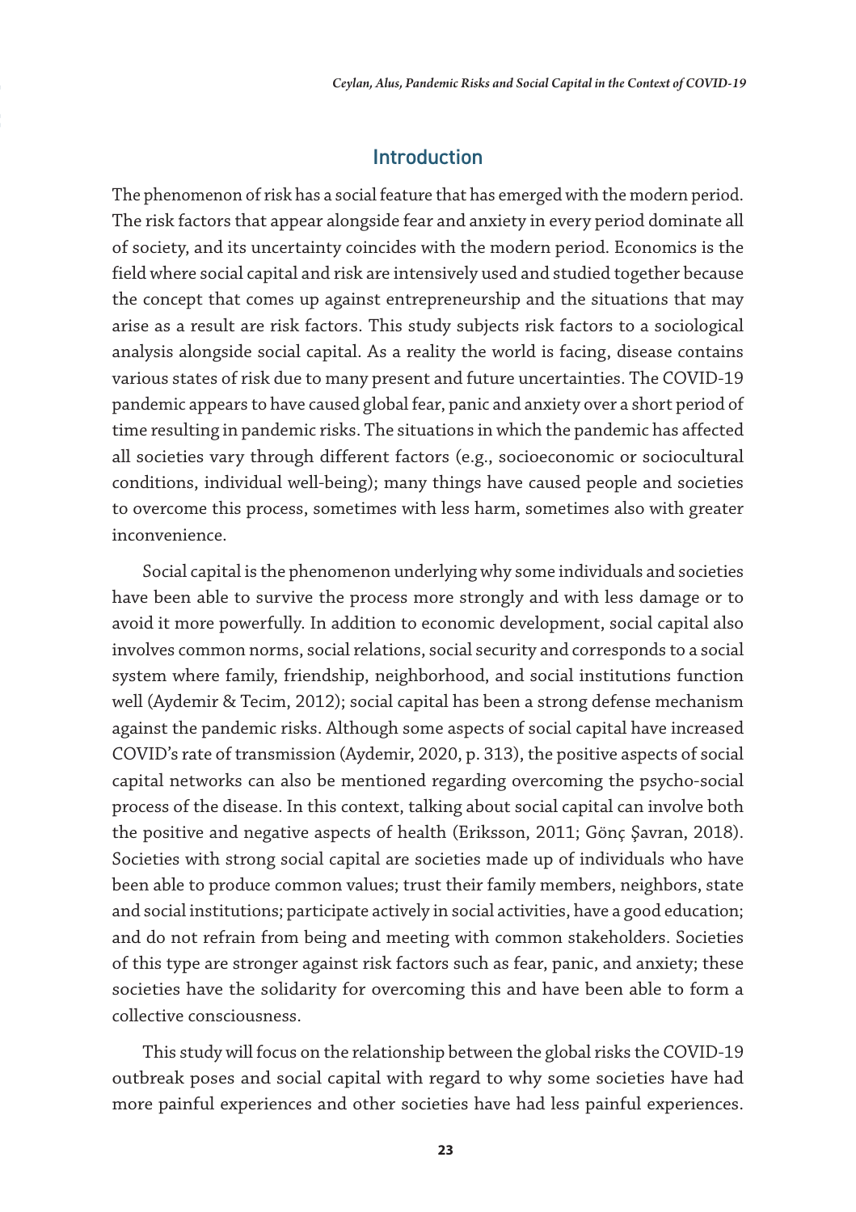## Introduction

The phenomenon of risk has a social feature that has emerged with the modern period. The risk factors that appear alongside fear and anxiety in every period dominate all of society, and its uncertainty coincides with the modern period. Economics is the field where social capital and risk are intensively used and studied together because the concept that comes up against entrepreneurship and the situations that may arise as a result are risk factors. This study subjects risk factors to a sociological analysis alongside social capital. As a reality the world is facing, disease contains various states of risk due to many present and future uncertainties. The COVID-19 pandemic appears to have caused global fear, panic and anxiety over a short period of time resulting in pandemic risks. The situations in which the pandemic has affected all societies vary through different factors (e.g., socioeconomic or sociocultural conditions, individual well-being); many things have caused people and societies to overcome this process, sometimes with less harm, sometimes also with greater inconvenience.

Social capital is the phenomenon underlying why some individuals and societies have been able to survive the process more strongly and with less damage or to avoid it more powerfully. In addition to economic development, social capital also involves common norms, social relations, social security and corresponds to a social system where family, friendship, neighborhood, and social institutions function well (Aydemir & Tecim, 2012); social capital has been a strong defense mechanism against the pandemic risks. Although some aspects of social capital have increased COVID's rate of transmission (Aydemir, 2020, p. 313), the positive aspects of social capital networks can also be mentioned regarding overcoming the psycho-social process of the disease. In this context, talking about social capital can involve both the positive and negative aspects of health (Eriksson, 2011; Gönç Şavran, 2018). Societies with strong social capital are societies made up of individuals who have been able to produce common values; trust their family members, neighbors, state and social institutions; participate actively in social activities, have a good education; and do not refrain from being and meeting with common stakeholders. Societies of this type are stronger against risk factors such as fear, panic, and anxiety; these societies have the solidarity for overcoming this and have been able to form a collective consciousness.

This study will focus on the relationship between the global risks the COVID-19 outbreak poses and social capital with regard to why some societies have had more painful experiences and other societies have had less painful experiences.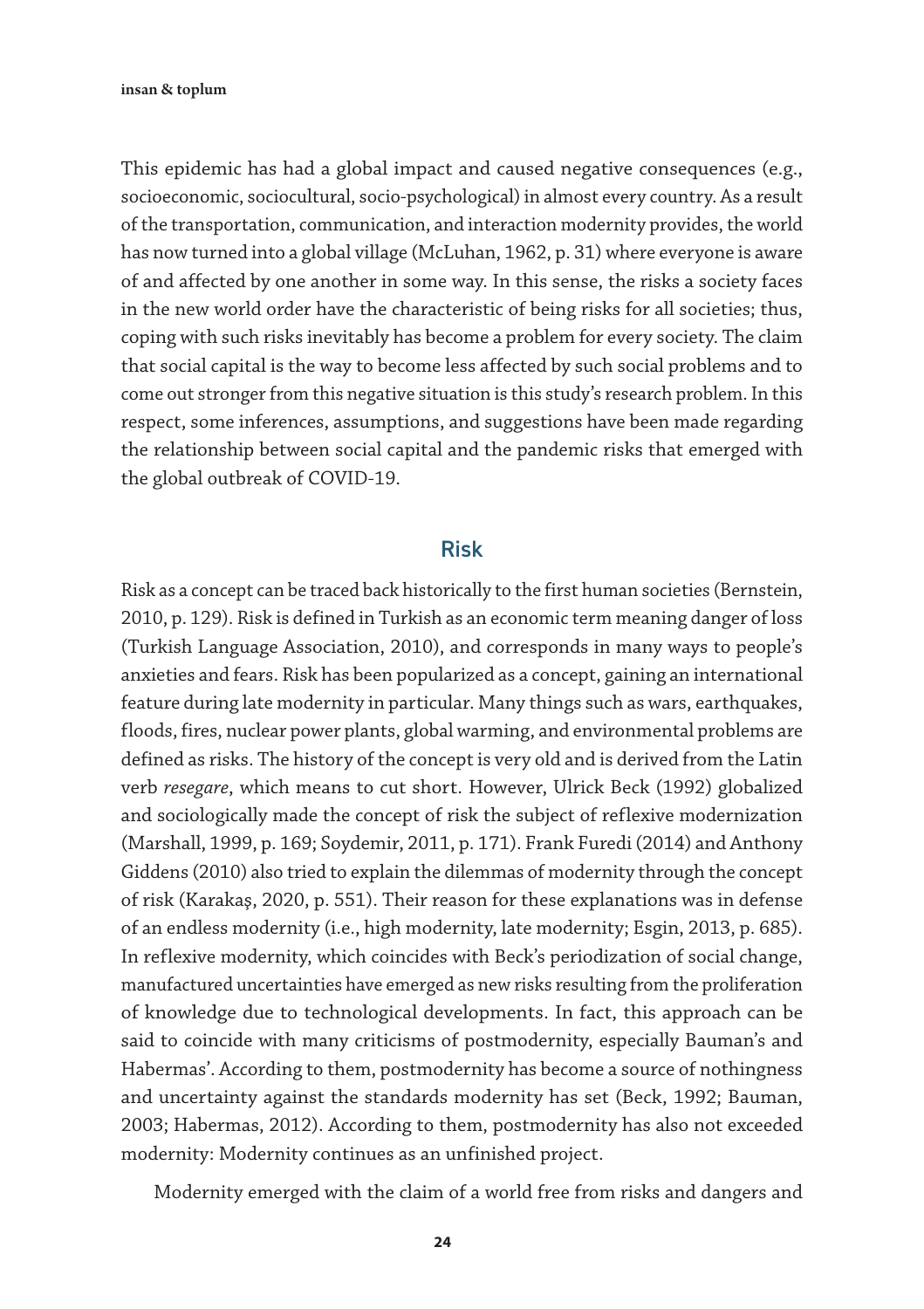This epidemic has had a global impact and caused negative consequences (e.g., socioeconomic, sociocultural, socio-psychological) in almost every country. As a result of the transportation, communication, and interaction modernity provides, the world has now turned into a global village (McLuhan, 1962, p. 31) where everyone is aware of and affected by one another in some way. In this sense, the risks a society faces in the new world order have the characteristic of being risks for all societies; thus, coping with such risks inevitably has become a problem for every society. The claim that social capital is the way to become less affected by such social problems and to come out stronger from this negative situation is this study's research problem. In this respect, some inferences, assumptions, and suggestions have been made regarding the relationship between social capital and the pandemic risks that emerged with the global outbreak of COVID-19.

## Risk

Risk as a concept can be traced back historically to the first human societies (Bernstein, 2010, p. 129). Risk is defined in Turkish as an economic term meaning danger of loss (Turkish Language Association, 2010), and corresponds in many ways to people's anxieties and fears. Risk has been popularized as a concept, gaining an international feature during late modernity in particular. Many things such as wars, earthquakes, floods, fires, nuclear power plants, global warming, and environmental problems are defined as risks. The history of the concept is very old and is derived from the Latin verb *resegare*, which means to cut short. However, Ulrick Beck (1992) globalized and sociologically made the concept of risk the subject of reflexive modernization (Marshall, 1999, p. 169; Soydemir, 2011, p. 171). Frank Furedi (2014) and Anthony Giddens (2010) also tried to explain the dilemmas of modernity through the concept of risk (Karakaş, 2020, p. 551). Their reason for these explanations was in defense of an endless modernity (i.e., high modernity, late modernity; Esgin, 2013, p. 685). In reflexive modernity, which coincides with Beck's periodization of social change, manufactured uncertainties have emerged as new risks resulting from the proliferation of knowledge due to technological developments. In fact, this approach can be said to coincide with many criticisms of postmodernity, especially Bauman's and Habermas'. According to them, postmodernity has become a source of nothingness and uncertainty against the standards modernity has set (Beck, 1992; Bauman, 2003; Habermas, 2012). According to them, postmodernity has also not exceeded modernity: Modernity continues as an unfinished project.

Modernity emerged with the claim of a world free from risks and dangers and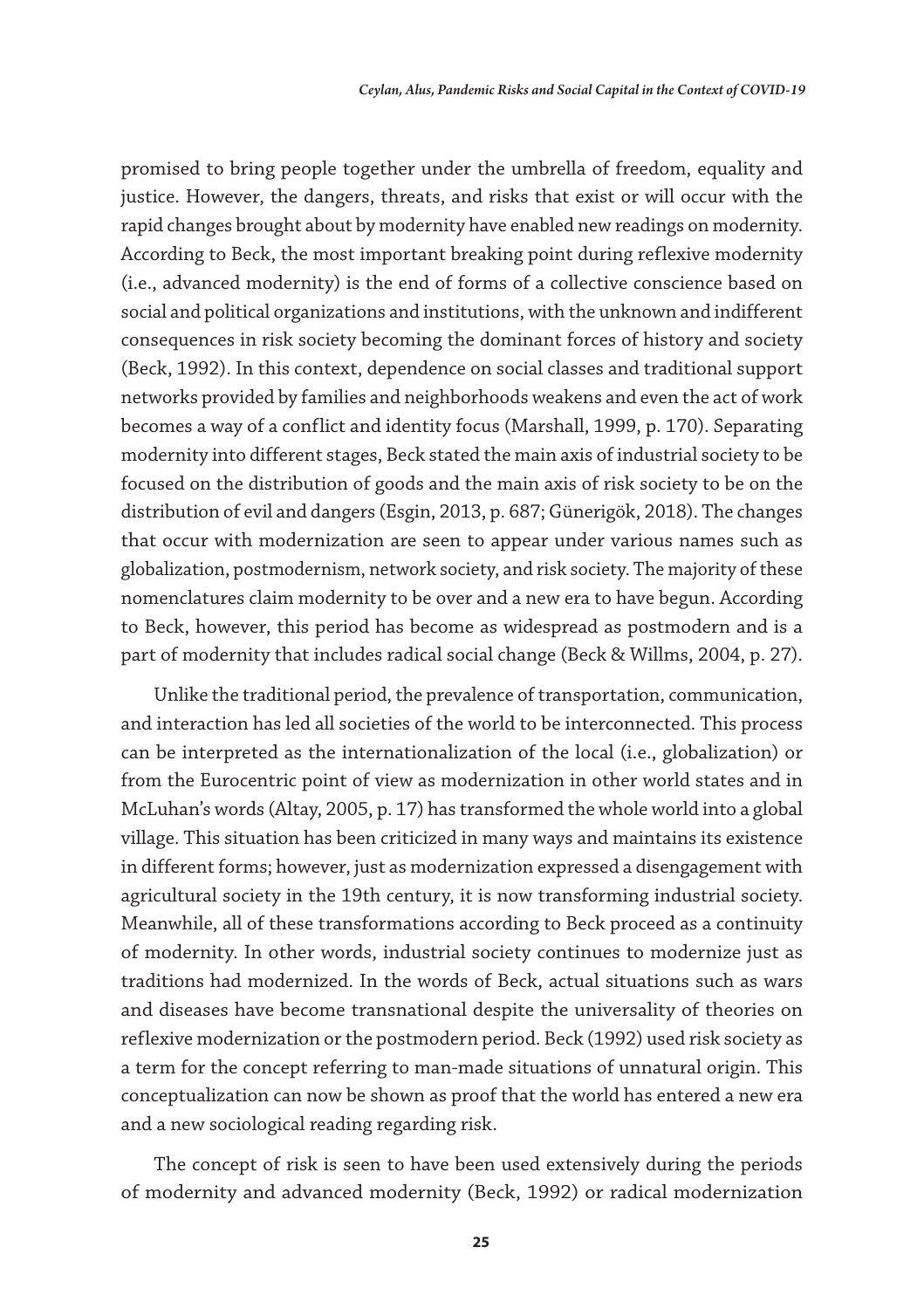promised to bring people together under the umbrella of freedom, equality and justice. However, the dangers, threats, and risks that exist or will occur with the rapid changes brought about by modernity have enabled new readings on modernity. According to Beck, the most important breaking point during reflexive modernity (i.e., advanced modernity) is the end of forms of a collective conscience based on social and political organizations and institutions, with the unknown and indifferent consequences in risk society becoming the dominant forces of history and society (Beck, 1992). In this context, dependence on social classes and traditional support networks provided by families and neighborhoods weakens and even the act of work becomes a way of a conflict and identity focus (Marshall, 1999, p. 170). Separating modernity into different stages, Beck stated the main axis of industrial society to be focused on the distribution of goods and the main axis of risk society to be on the distribution of evil and dangers (Esgin, 2013, p. 687; Günerigök, 2018). The changes that occur with modernization are seen to appear under various names such as globalization, postmodernism, network society, and risk society. The majority of these nomenclatures claim modernity to be over and a new era to have begun. According to Beck, however, this period has become as widespread as postmodern and is a part of modernity that includes radical social change (Beck & Willms, 2004, p. 27).

Unlike the traditional period, the prevalence of transportation, communication, and interaction has led all societies of the world to be interconnected. This process can be interpreted as the internationalization of the local (i.e., globalization) or from the Eurocentric point of view as modernization in other world states and in McLuhan's words (Altay, 2005, p. 17) has transformed the whole world into a global village. This situation has been criticized in many ways and maintains its existence in different forms; however, just as modernization expressed a disengagement with agricultural society in the 19th century, it is now transforming industrial society. Meanwhile, all of these transformations according to Beck proceed as a continuity of modernity. In other words, industrial society continues to modernize just as traditions had modernized. In the words of Beck, actual situations such as wars and diseases have become transnational despite the universality of theories on reflexive modernization or the postmodern period. Beck (1992) used risk society as a term for the concept referring to man-made situations of unnatural origin. This conceptualization can now be shown as proof that the world has entered a new era and a new sociological reading regarding risk.

The concept of risk is seen to have been used extensively during the periods of modernity and advanced modernity (Beck, 1992) or radical modernization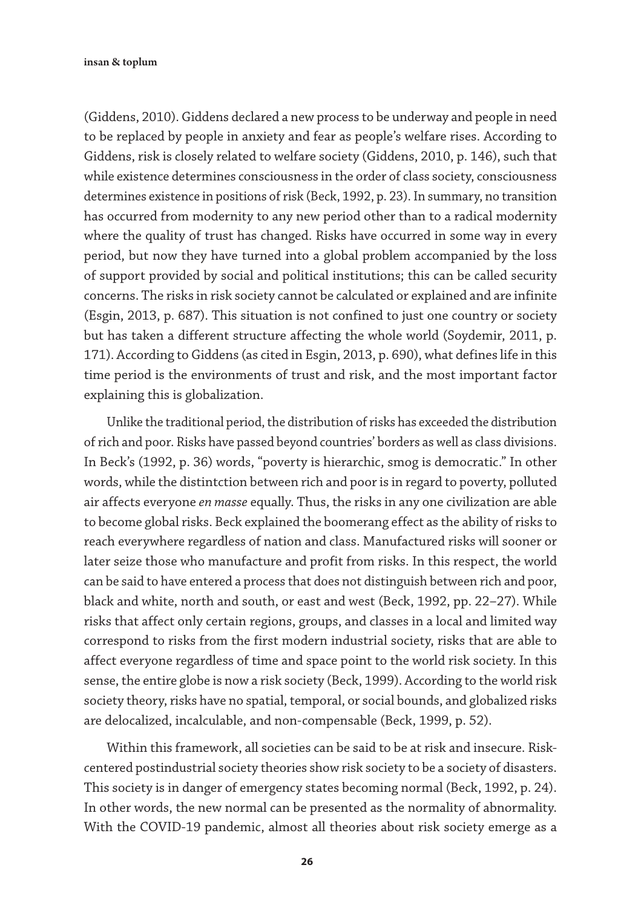(Giddens, 2010). Giddens declared a new process to be underway and people in need to be replaced by people in anxiety and fear as people's welfare rises. According to Giddens, risk is closely related to welfare society (Giddens, 2010, p. 146), such that while existence determines consciousness in the order of class society, consciousness determines existence in positions of risk (Beck, 1992, p. 23). In summary, no transition has occurred from modernity to any new period other than to a radical modernity where the quality of trust has changed. Risks have occurred in some way in every period, but now they have turned into a global problem accompanied by the loss of support provided by social and political institutions; this can be called security concerns. The risks in risk society cannot be calculated or explained and are infinite (Esgin, 2013, p. 687). This situation is not confined to just one country or society but has taken a different structure affecting the whole world (Soydemir, 2011, p. 171). According to Giddens (as cited in Esgin, 2013, p. 690), what defines life in this time period is the environments of trust and risk, and the most important factor explaining this is globalization.

Unlike the traditional period, the distribution of risks has exceeded the distribution of rich and poor. Risks have passed beyond countries' borders as well as class divisions. In Beck's (1992, p. 36) words, "poverty is hierarchic, smog is democratic." In other words, while the distintction between rich and poor is in regard to poverty, polluted air affects everyone *en masse* equally. Thus, the risks in any one civilization are able to become global risks. Beck explained the boomerang effect as the ability of risks to reach everywhere regardless of nation and class. Manufactured risks will sooner or later seize those who manufacture and profit from risks. In this respect, the world can be said to have entered a process that does not distinguish between rich and poor, black and white, north and south, or east and west (Beck, 1992, pp. 22–27). While risks that affect only certain regions, groups, and classes in a local and limited way correspond to risks from the first modern industrial society, risks that are able to affect everyone regardless of time and space point to the world risk society. In this sense, the entire globe is now a risk society (Beck, 1999). According to the world risk society theory, risks have no spatial, temporal, or social bounds, and globalized risks are delocalized, incalculable, and non-compensable (Beck, 1999, p. 52).

Within this framework, all societies can be said to be at risk and insecure. Risk-centered postindustrial society theories show risk society to be a society of disasters. This society is in danger of emergency states becoming normal (Beck, 1992, p. 24). In other words, the new normal can be presented as the normality of abnormality. With the COVID-19 pandemic, almost all theories about risk society emerge as a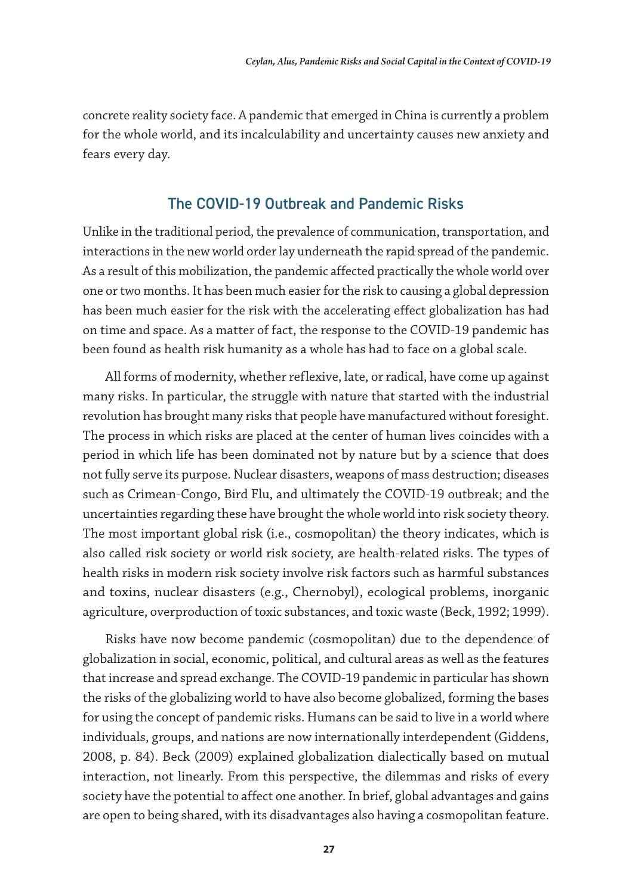concrete reality society face. A pandemic that emerged in China is currently a problem for the whole world, and its incalculability and uncertainty causes new anxiety and fears every day.

## The COVID-19 Outbreak and Pandemic Risks

Unlike in the traditional period, the prevalence of communication, transportation, and interactions in the new world order lay underneath the rapid spread of the pandemic. As a result of this mobilization, the pandemic affected practically the whole world over one or two months. It has been much easier for the risk to causing a global depression has been much easier for the risk with the accelerating effect globalization has had on time and space. As a matter of fact, the response to the COVID-19 pandemic has been found as health risk humanity as a whole has had to face on a global scale.

All forms of modernity, whether reflexive, late, or radical, have come up against many risks. In particular, the struggle with nature that started with the industrial revolution has brought many risks that people have manufactured without foresight. The process in which risks are placed at the center of human lives coincides with a period in which life has been dominated not by nature but by a science that does not fully serve its purpose. Nuclear disasters, weapons of mass destruction; diseases such as Crimean-Congo, Bird Flu, and ultimately the COVID-19 outbreak; and the uncertainties regarding these have brought the whole world into risk society theory. The most important global risk (i.e., cosmopolitan) the theory indicates, which is also called risk society or world risk society, are health-related risks. The types of health risks in modern risk society involve risk factors such as harmful substances and toxins, nuclear disasters (e.g., Chernobyl), ecological problems, inorganic agriculture, overproduction of toxic substances, and toxic waste (Beck, 1992; 1999).

Risks have now become pandemic (cosmopolitan) due to the dependence of globalization in social, economic, political, and cultural areas as well as the features that increase and spread exchange. The COVID-19 pandemic in particular has shown the risks of the globalizing world to have also become globalized, forming the bases for using the concept of pandemic risks. Humans can be said to live in a world where individuals, groups, and nations are now internationally interdependent (Giddens, 2008, p. 84). Beck (2009) explained globalization dialectically based on mutual interaction, not linearly. From this perspective, the dilemmas and risks of every society have the potential to affect one another. In brief, global advantages and gains are open to being shared, with its disadvantages also having a cosmopolitan feature.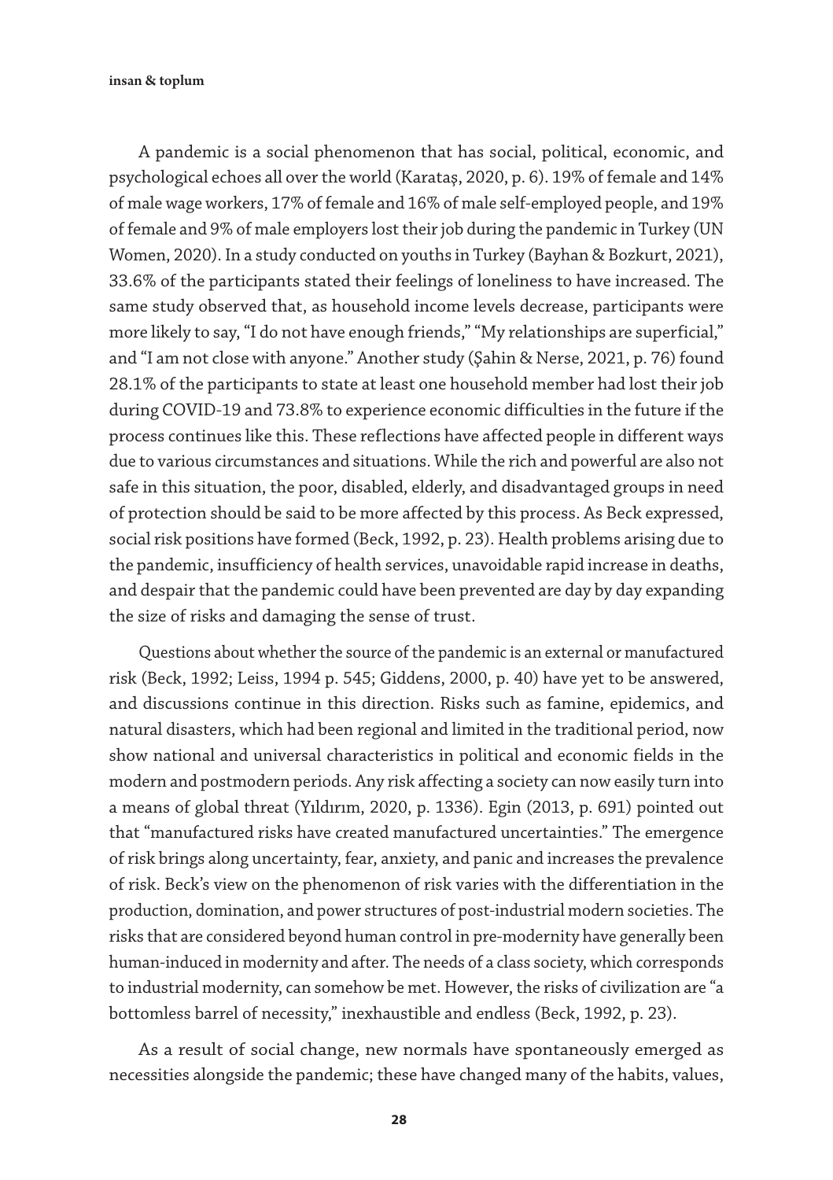A pandemic is a social phenomenon that has social, political, economic, and psychological echoes all over the world (Karataş, 2020, p. 6). 19% of female and 14% of male wage workers, 17% of female and 16% of male self-employed people, and 19% of female and 9% of male employers lost their job during the pandemic in Turkey (UN Women, 2020). In a study conducted on youths in Turkey (Bayhan & Bozkurt, 2021), 33.6% of the participants stated their feelings of loneliness to have increased. The same study observed that, as household income levels decrease, participants were more likely to say, "I do not have enough friends," "My relationships are superficial," and "I am not close with anyone." Another study (Şahin & Nerse, 2021, p. 76) found 28.1% of the participants to state at least one household member had lost their job during COVID-19 and 73.8% to experience economic difficulties in the future if the process continues like this. These reflections have affected people in different ways due to various circumstances and situations. While the rich and powerful are also not safe in this situation, the poor, disabled, elderly, and disadvantaged groups in need of protection should be said to be more affected by this process. As Beck expressed, social risk positions have formed (Beck, 1992, p. 23). Health problems arising due to the pandemic, insufficiency of health services, unavoidable rapid increase in deaths, and despair that the pandemic could have been prevented are day by day expanding the size of risks and damaging the sense of trust.

Questions about whether the source of the pandemic is an external or manufactured risk (Beck, 1992; Leiss, 1994 p. 545; Giddens, 2000, p. 40) have yet to be answered, and discussions continue in this direction. Risks such as famine, epidemics, and natural disasters, which had been regional and limited in the traditional period, now show national and universal characteristics in political and economic fields in the modern and postmodern periods. Any risk affecting a society can now easily turn into a means of global threat (Yıldırım, 2020, p. 1336). Egin (2013, p. 691) pointed out that "manufactured risks have created manufactured uncertainties." The emergence of risk brings along uncertainty, fear, anxiety, and panic and increases the prevalence of risk. Beck's view on the phenomenon of risk varies with the differentiation in the production, domination, and power structures of post-industrial modern societies. The risks that are considered beyond human control in pre-modernity have generally been human-induced in modernity and after. The needs of a class society, which corresponds to industrial modernity, can somehow be met. However, the risks of civilization are "a bottomless barrel of necessity," inexhaustible and endless (Beck, 1992, p. 23).

As a result of social change, new normals have spontaneously emerged as necessities alongside the pandemic; these have changed many of the habits, values,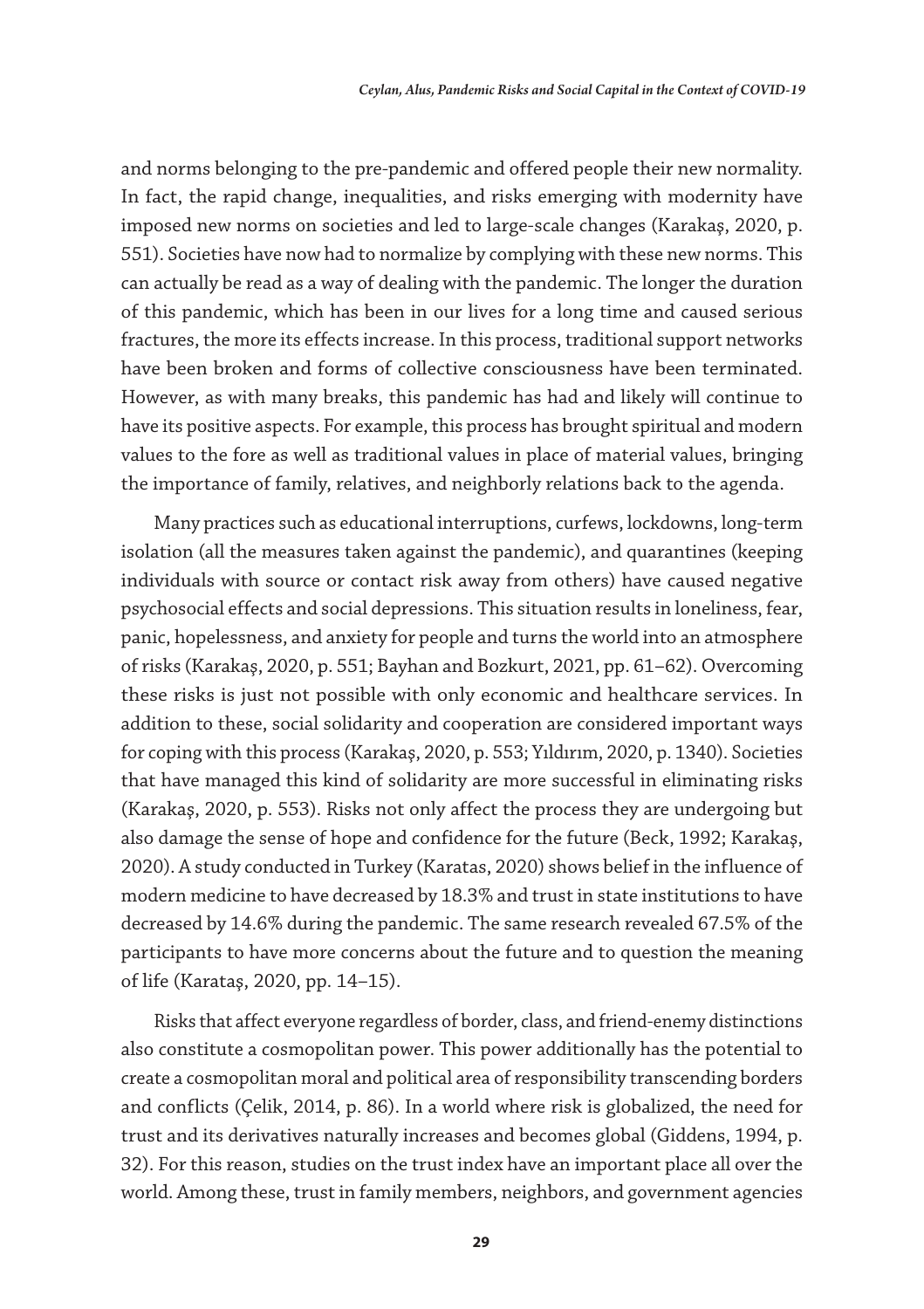and norms belonging to the pre-pandemic and offered people their new normality. In fact, the rapid change, inequalities, and risks emerging with modernity have imposed new norms on societies and led to large-scale changes (Karakaş, 2020, p. 551). Societies have now had to normalize by complying with these new norms. This can actually be read as a way of dealing with the pandemic. The longer the duration of this pandemic, which has been in our lives for a long time and caused serious fractures, the more its effects increase. In this process, traditional support networks have been broken and forms of collective consciousness have been terminated. However, as with many breaks, this pandemic has had and likely will continue to have its positive aspects. For example, this process has brought spiritual and modern values to the fore as well as traditional values in place of material values, bringing the importance of family, relatives, and neighborly relations back to the agenda.

Many practices such as educational interruptions, curfews, lockdowns, long-term isolation (all the measures taken against the pandemic), and quarantines (keeping individuals with source or contact risk away from others) have caused negative psychosocial effects and social depressions. This situation results in loneliness, fear, panic, hopelessness, and anxiety for people and turns the world into an atmosphere of risks (Karakaş, 2020, p. 551; Bayhan and Bozkurt, 2021, pp. 61–62). Overcoming these risks is just not possible with only economic and healthcare services. In addition to these, social solidarity and cooperation are considered important ways for coping with this process (Karakaş, 2020, p. 553; Yıldırım, 2020, p. 1340). Societies that have managed this kind of solidarity are more successful in eliminating risks (Karakaş, 2020, p. 553). Risks not only affect the process they are undergoing but also damage the sense of hope and confidence for the future (Beck, 1992; Karakaş, 2020). A study conducted in Turkey (Karatas, 2020) shows belief in the influence of modern medicine to have decreased by 18.3% and trust in state institutions to have decreased by 14.6% during the pandemic. The same research revealed 67.5% of the participants to have more concerns about the future and to question the meaning of life (Karataş, 2020, pp. 14–15).

Risks that affect everyone regardless of border, class, and friend-enemy distinctions also constitute a cosmopolitan power. This power additionally has the potential to create a cosmopolitan moral and political area of responsibility transcending borders and conflicts (Çelik, 2014, p. 86). In a world where risk is globalized, the need for trust and its derivatives naturally increases and becomes global (Giddens, 1994, p. 32). For this reason, studies on the trust index have an important place all over the world. Among these, trust in family members, neighbors, and government agencies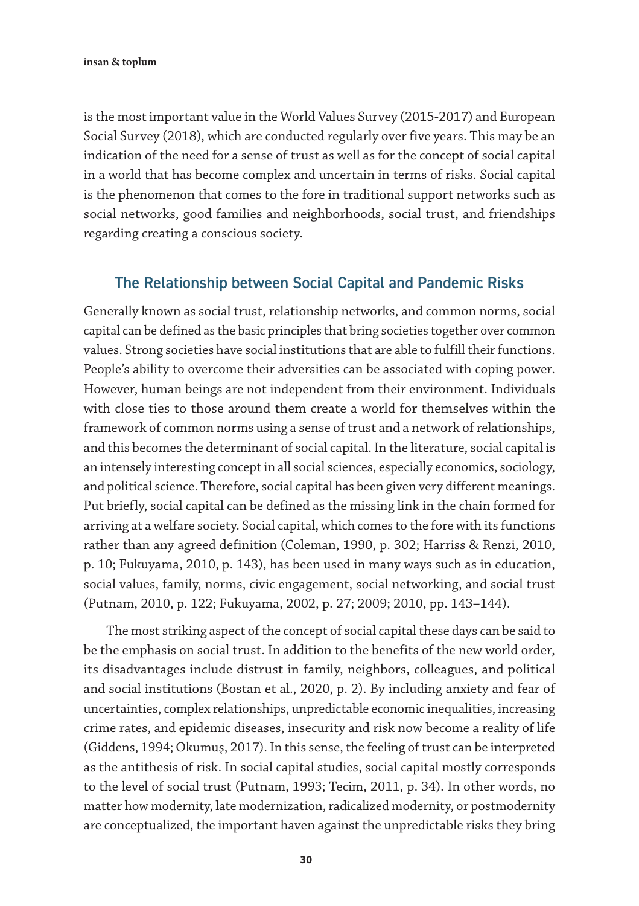is the most important value in the World Values Survey (2015-2017) and European Social Survey (2018), which are conducted regularly over five years. This may be an indication of the need for a sense of trust as well as for the concept of social capital in a world that has become complex and uncertain in terms of risks. Social capital is the phenomenon that comes to the fore in traditional support networks such as social networks, good families and neighborhoods, social trust, and friendships regarding creating a conscious society.

## The Relationship between Social Capital and Pandemic Risks

Generally known as social trust, relationship networks, and common norms, social capital can be defined as the basic principles that bring societies together over common values. Strong societies have social institutions that are able to fulfill their functions. People's ability to overcome their adversities can be associated with coping power. However, human beings are not independent from their environment. Individuals with close ties to those around them create a world for themselves within the framework of common norms using a sense of trust and a network of relationships, and this becomes the determinant of social capital. In the literature, social capital is an intensely interesting concept in all social sciences, especially economics, sociology, and political science. Therefore, social capital has been given very different meanings. Put briefly, social capital can be defined as the missing link in the chain formed for arriving at a welfare society. Social capital, which comes to the fore with its functions rather than any agreed definition (Coleman, 1990, p. 302; Harriss & Renzi, 2010, p. 10; Fukuyama, 2010, p. 143), has been used in many ways such as in education, social values, family, norms, civic engagement, social networking, and social trust (Putnam, 2010, p. 122; Fukuyama, 2002, p. 27; 2009; 2010, pp. 143–144).

The most striking aspect of the concept of social capital these days can be said to be the emphasis on social trust. In addition to the benefits of the new world order, its disadvantages include distrust in family, neighbors, colleagues, and political and social institutions (Bostan et al., 2020, p. 2). By including anxiety and fear of uncertainties, complex relationships, unpredictable economic inequalities, increasing crime rates, and epidemic diseases, insecurity and risk now become a reality of life (Giddens, 1994; Okumuş, 2017). In this sense, the feeling of trust can be interpreted as the antithesis of risk. In social capital studies, social capital mostly corresponds to the level of social trust (Putnam, 1993; Tecim, 2011, p. 34). In other words, no matter how modernity, late modernization, radicalized modernity, or postmodernity are conceptualized, the important haven against the unpredictable risks they bring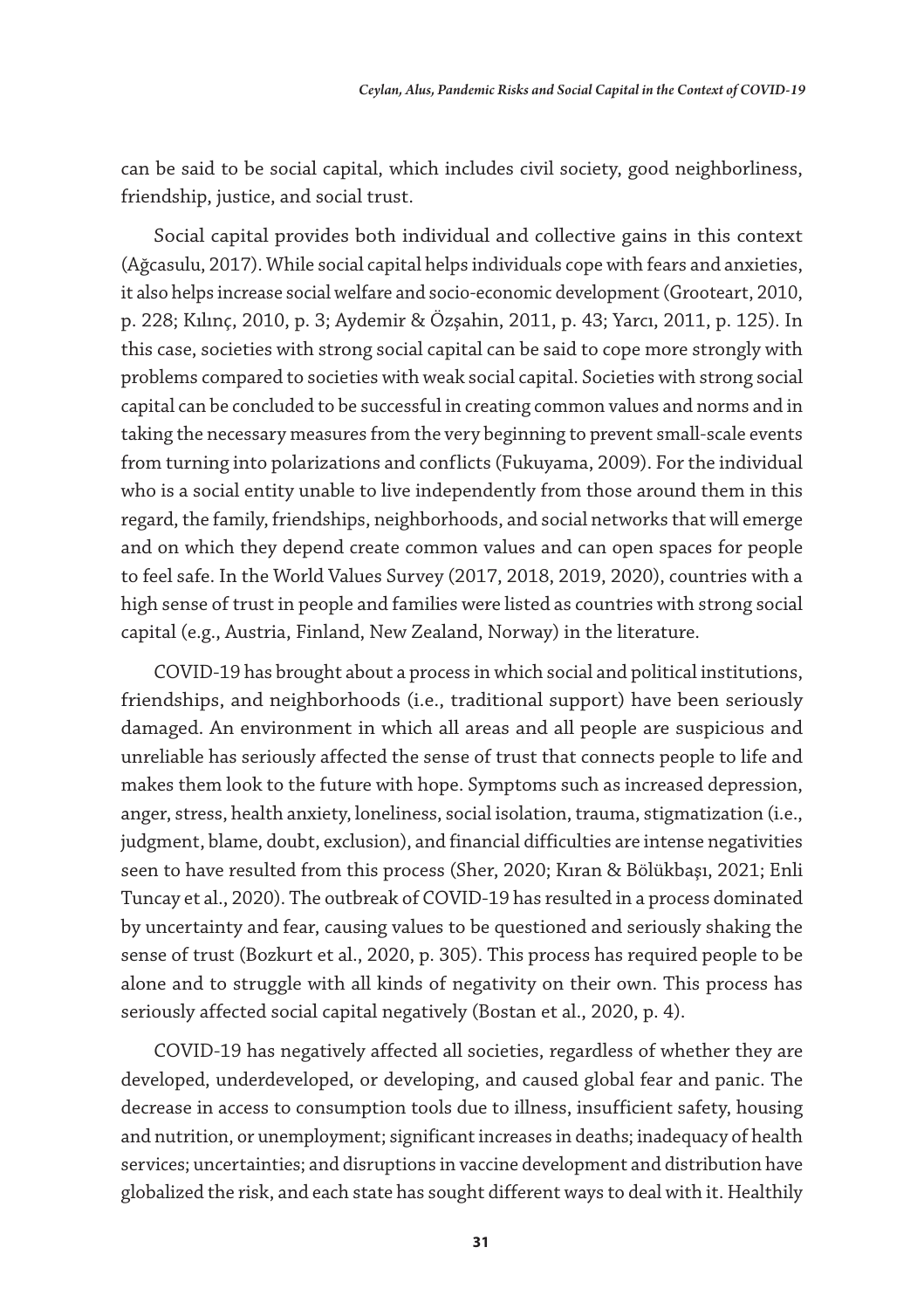can be said to be social capital, which includes civil society, good neighborliness, friendship, justice, and social trust.

Social capital provides both individual and collective gains in this context (Ağcasulu, 2017). While social capital helps individuals cope with fears and anxieties, it also helps increase social welfare and socio-economic development (Grooteart, 2010, p. 228; Kılınç, 2010, p. 3; Aydemir & Özşahin, 2011, p. 43; Yarcı, 2011, p. 125). In this case, societies with strong social capital can be said to cope more strongly with problems compared to societies with weak social capital. Societies with strong social capital can be concluded to be successful in creating common values and norms and in taking the necessary measures from the very beginning to prevent small-scale events from turning into polarizations and conflicts (Fukuyama, 2009). For the individual who is a social entity unable to live independently from those around them in this regard, the family, friendships, neighborhoods, and social networks that will emerge and on which they depend create common values and can open spaces for people to feel safe. In the World Values Survey (2017, 2018, 2019, 2020), countries with a high sense of trust in people and families were listed as countries with strong social capital (e.g., Austria, Finland, New Zealand, Norway) in the literature.

COVID-19 has brought about a process in which social and political institutions, friendships, and neighborhoods (i.e., traditional support) have been seriously damaged. An environment in which all areas and all people are suspicious and unreliable has seriously affected the sense of trust that connects people to life and makes them look to the future with hope. Symptoms such as increased depression, anger, stress, health anxiety, loneliness, social isolation, trauma, stigmatization (i.e., judgment, blame, doubt, exclusion), and financial difficulties are intense negativities seen to have resulted from this process (Sher, 2020; Kıran & Bölükbaşı, 2021; Enli Tuncay et al., 2020). The outbreak of COVID-19 has resulted in a process dominated by uncertainty and fear, causing values to be questioned and seriously shaking the sense of trust (Bozkurt et al., 2020, p. 305). This process has required people to be alone and to struggle with all kinds of negativity on their own. This process has seriously affected social capital negatively (Bostan et al., 2020, p. 4).

COVID-19 has negatively affected all societies, regardless of whether they are developed, underdeveloped, or developing, and caused global fear and panic. The decrease in access to consumption tools due to illness, insufficient safety, housing and nutrition, or unemployment; significant increases in deaths; inadequacy of health services; uncertainties; and disruptions in vaccine development and distribution have globalized the risk, and each state has sought different ways to deal with it. Healthily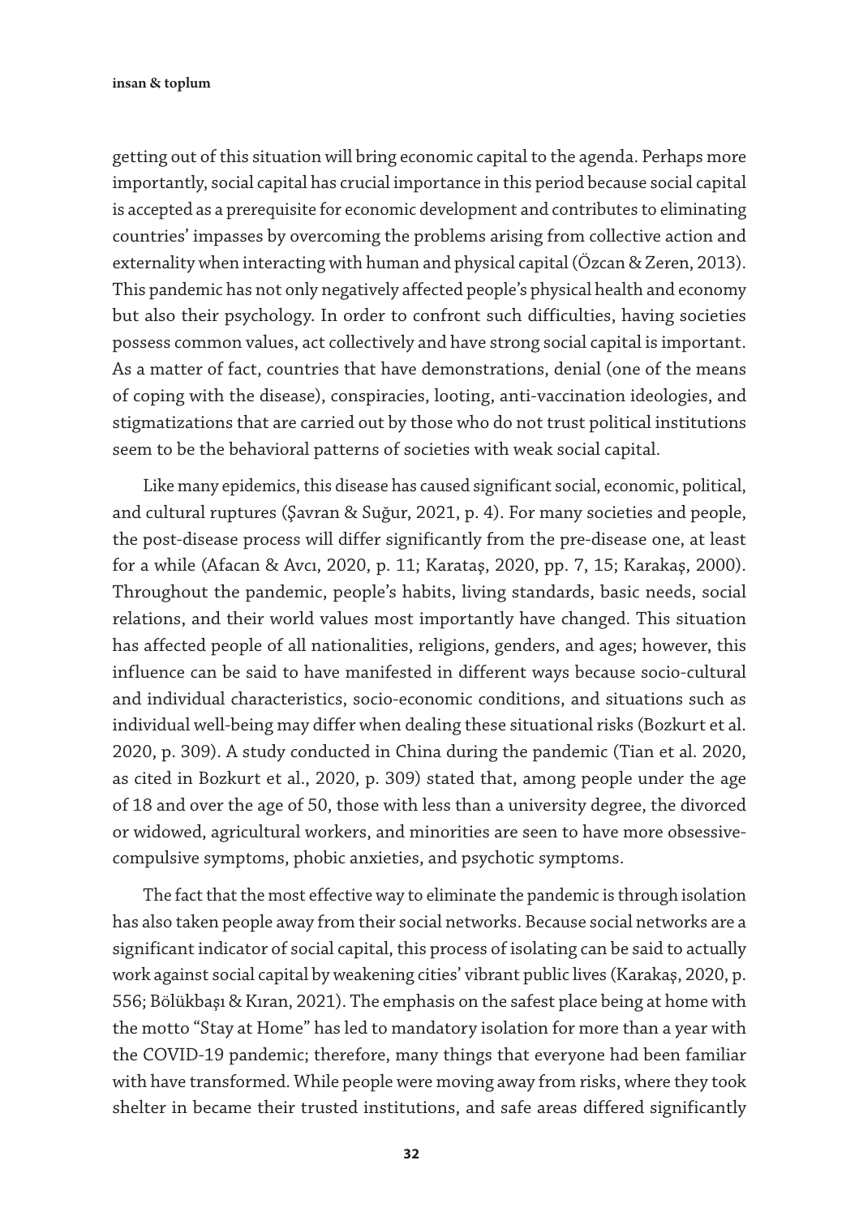getting out of this situation will bring economic capital to the agenda. Perhaps more importantly, social capital has crucial importance in this period because social capital is accepted as a prerequisite for economic development and contributes to eliminating countries' impasses by overcoming the problems arising from collective action and externality when interacting with human and physical capital (Özcan & Zeren, 2013). This pandemic has not only negatively affected people's physical health and economy but also their psychology. In order to confront such difficulties, having societies possess common values, act collectively and have strong social capital is important. As a matter of fact, countries that have demonstrations, denial (one of the means of coping with the disease), conspiracies, looting, anti-vaccination ideologies, and stigmatizations that are carried out by those who do not trust political institutions seem to be the behavioral patterns of societies with weak social capital.

Like many epidemics, this disease has caused significant social, economic, political, and cultural ruptures (Şavran & Suğur, 2021, p. 4). For many societies and people, the post-disease process will differ significantly from the pre-disease one, at least for a while (Afacan & Avcı, 2020, p. 11; Karataş, 2020, pp. 7, 15; Karakaş, 2000). Throughout the pandemic, people's habits, living standards, basic needs, social relations, and their world values most importantly have changed. This situation has affected people of all nationalities, religions, genders, and ages; however, this influence can be said to have manifested in different ways because socio-cultural and individual characteristics, socio-economic conditions, and situations such as individual well-being may differ when dealing these situational risks (Bozkurt et al. 2020, p. 309). A study conducted in China during the pandemic (Tian et al. 2020, as cited in Bozkurt et al., 2020, p. 309) stated that, among people under the age of 18 and over the age of 50, those with less than a university degree, the divorced or widowed, agricultural workers, and minorities are seen to have more obsessive-compulsive symptoms, phobic anxieties, and psychotic symptoms.

The fact that the most effective way to eliminate the pandemic is through isolation has also taken people away from their social networks. Because social networks are a significant indicator of social capital, this process of isolating can be said to actually work against social capital by weakening cities' vibrant public lives (Karakaş, 2020, p. 556; Bölükbaşı & Kıran, 2021). The emphasis on the safest place being at home with the motto "Stay at Home" has led to mandatory isolation for more than a year with the COVID-19 pandemic; therefore, many things that everyone had been familiar with have transformed. While people were moving away from risks, where they took shelter in became their trusted institutions, and safe areas differed significantly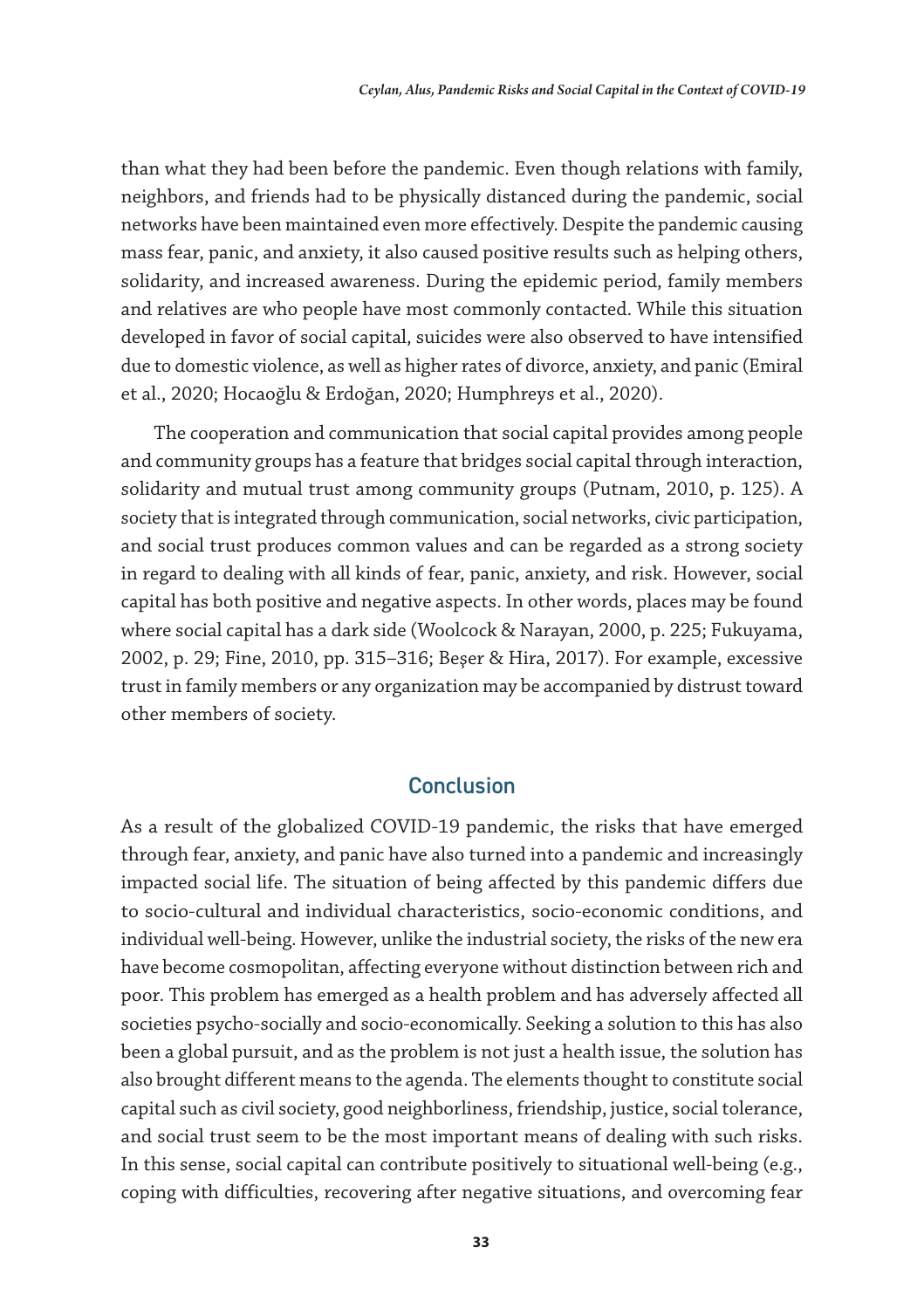than what they had been before the pandemic. Even though relations with family, neighbors, and friends had to be physically distanced during the pandemic, social networks have been maintained even more effectively. Despite the pandemic causing mass fear, panic, and anxiety, it also caused positive results such as helping others, solidarity, and increased awareness. During the epidemic period, family members and relatives are who people have most commonly contacted. While this situation developed in favor of social capital, suicides were also observed to have intensified due to domestic violence, as well as higher rates of divorce, anxiety, and panic (Emiral et al., 2020; Hocaoğlu & Erdoğan, 2020; Humphreys et al., 2020).

The cooperation and communication that social capital provides among people and community groups has a feature that bridges social capital through interaction, solidarity and mutual trust among community groups (Putnam, 2010, p. 125). A society that is integrated through communication, social networks, civic participation, and social trust produces common values and can be regarded as a strong society in regard to dealing with all kinds of fear, panic, anxiety, and risk. However, social capital has both positive and negative aspects. In other words, places may be found where social capital has a dark side (Woolcock & Narayan, 2000, p. 225; Fukuyama, 2002, p. 29; Fine, 2010, pp. 315–316; Beşer & Hira, 2017). For example, excessive trust in family members or any organization may be accompanied by distrust toward other members of society.

## Conclusion

As a result of the globalized COVID-19 pandemic, the risks that have emerged through fear, anxiety, and panic have also turned into a pandemic and increasingly impacted social life. The situation of being affected by this pandemic differs due to socio-cultural and individual characteristics, socio-economic conditions, and individual well-being. However, unlike the industrial society, the risks of the new era have become cosmopolitan, affecting everyone without distinction between rich and poor. This problem has emerged as a health problem and has adversely affected all societies psycho-socially and socio-economically. Seeking a solution to this has also been a global pursuit, and as the problem is not just a health issue, the solution has also brought different means to the agenda. The elements thought to constitute social capital such as civil society, good neighborliness, friendship, justice, social tolerance, and social trust seem to be the most important means of dealing with such risks. In this sense, social capital can contribute positively to situational well-being (e.g., coping with difficulties, recovering after negative situations, and overcoming fear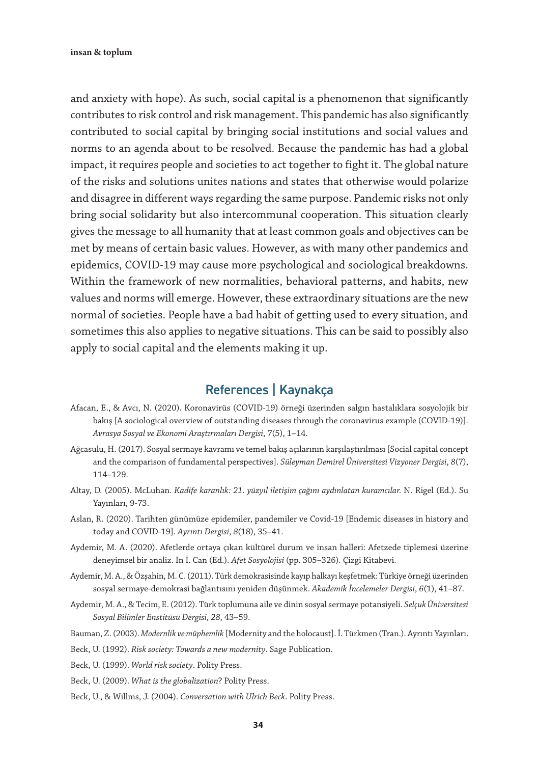and anxiety with hope). As such, social capital is a phenomenon that significantly contributes to risk control and risk management. This pandemic has also significantly contributed to social capital by bringing social institutions and social values and norms to an agenda about to be resolved. Because the pandemic has had a global impact, it requires people and societies to act together to fight it. The global nature of the risks and solutions unites nations and states that otherwise would polarize and disagree in different ways regarding the same purpose. Pandemic risks not only bring social solidarity but also intercommunal cooperation. This situation clearly gives the message to all humanity that at least common goals and objectives can be met by means of certain basic values. However, as with many other pandemics and epidemics, COVID-19 may cause more psychological and sociological breakdowns. Within the framework of new normalities, behavioral patterns, and habits, new values and norms will emerge. However, these extraordinary situations are the new normal of societies. People have a bad habit of getting used to every situation, and sometimes this also applies to negative situations. This can be said to possibly also apply to social capital and the elements making it up.

## References | Kaynakça

Afacan, E., & Avcı, N. (2020). Koronavirüs (COVID-19) örneği üzerinden salgın hastalıklara sosyolojik bir bakış [A sociological overview of outstanding diseases through the coronavirus example (COVID-19)]. *Avrasya Sosyal ve Ekonomi Araştırmaları Dergisi*, 7(5), 1–14.

Ağcasulu, H. (2017). Sosyal sermaye kavramı ve temel bakış açılarının karşılaştırılması [Social capital concept and the comparison of fundamental perspectives]. *Süleyman Demirel Üniversitesi Vizyoner Dergisi*, *8*(7), 114–129.

Altay, D. (2005). McLuhan. *Kadife karanlık: 21. yüzyıl iletişim çağını aydınlatan kuramcılar.* N. Rigel (Ed.). Su Yayınları, 9-73.

Aslan, R. (2020). Tarihten günümüze epidemiler, pandemiler ve Covid-19 [Endemic diseases in history and today and COVID-19]. *Ayrıntı Dergisi*, *8*(18), 35–41.

Aydemir, M. A. (2020). Afetlerde ortaya çıkan kültürel durum ve insan halleri: Afetzede tiplemesi üzerine deneyimsel bir analiz. In İ. Can (Ed.). *Afet Sosyolojisi* (pp. 305–326). Çizgi Kitabevi.

Aydemir, M. A., & Özşahin, M. C. (2011). Türk demokrasisinde kayıp halkayı keşfetmek: Türkiye örneği üzerinden sosyal sermaye-demokrasi bağlantısını yeniden düşünmek. *Akademik İncelemeler Dergisi*, *6*(1), 41–87.

Aydemir, M. A., & Tecim, E. (2012). Türk toplumuna aile ve dinin sosyal sermaye potansiyeli. *Selçuk Üniversitesi Sosyal Bilimler Enstitüsü Dergisi*, *28*, 43–59.

Bauman, Z. (2003). *Modernlik ve müphemlik* [Modernity and the holocaust]. İ. Türkmen (Tran.). Ayrıntı Yayınları.

Beck, U. (1992). *Risk society: Towards a new modernity*. Sage Publication.

Beck, U. (1999). *World risk society*. Polity Press.

Beck, U. (2009). *What is the globalization*? Polity Press.

Beck, U., & Willms, J. (2004). *Conversation with Ulrich Beck*. Polity Press.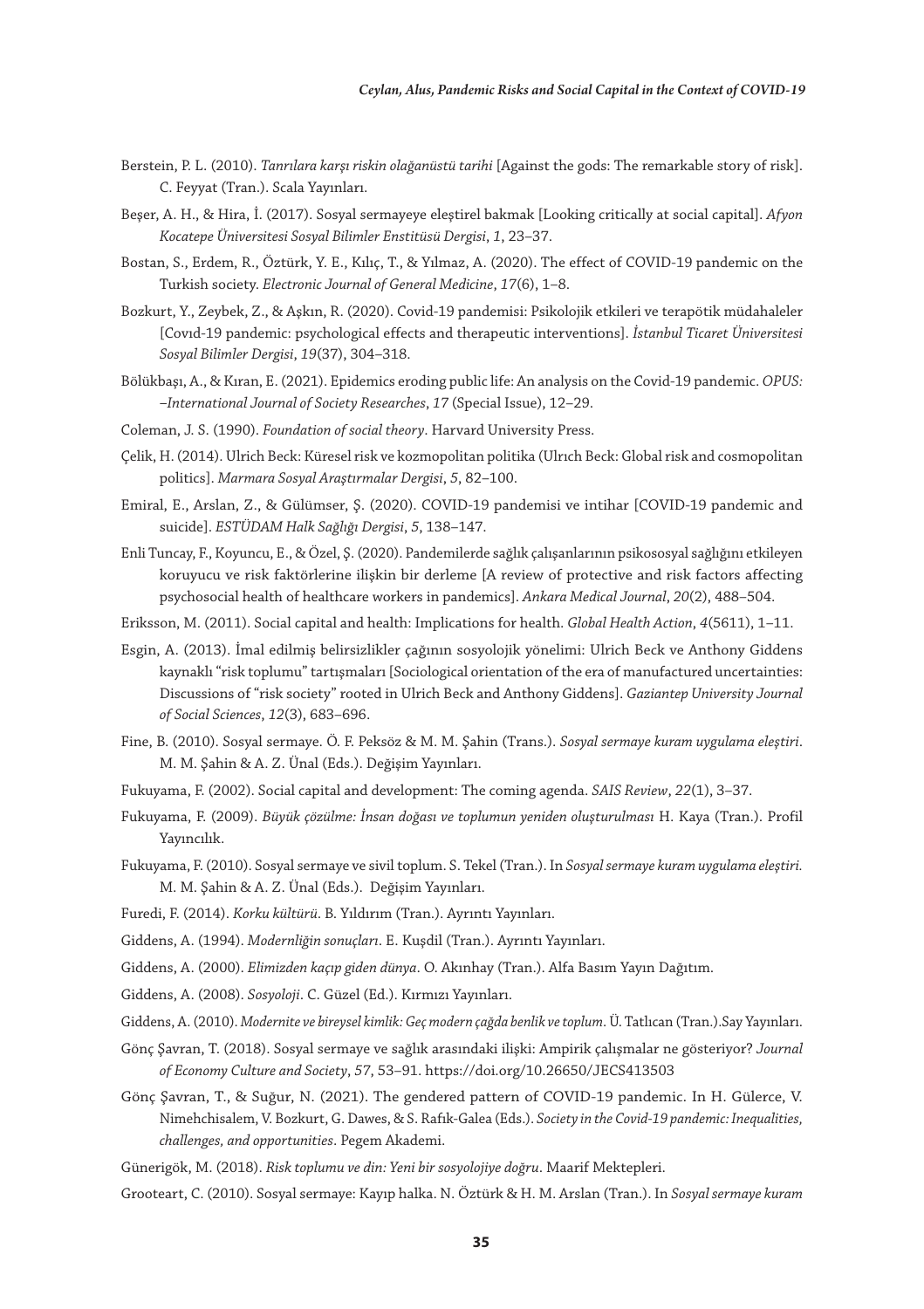Berstein, P. L. (2010). *Tanrılara karşı riskin olağanüstü tarihi* [Against the gods: The remarkable story of risk]. C. Feyyat (Tran.). Scala Yayınları.

Beşer, A. H., & Hira, İ. (2017). Sosyal sermayeye eleştirel bakmak [Looking critically at social capital]. *Afyon Kocatepe Üniversitesi Sosyal Bilimler Enstitüsü Dergisi*, *1*, 23–37.

Bostan, S., Erdem, R., Öztürk, Y. E., Kılıç, T., & Yılmaz, A. (2020). The effect of COVID-19 pandemic on the Turkish society. *Electronic Journal of General Medicine*, *17*(6), 1–8.

Bozkurt, Y., Zeybek, Z., & Aşkın, R. (2020). Covid-19 pandemisi: Psikolojik etkileri ve terapötik müdahaleler [Covıd-19 pandemic: psychological effects and therapeutic interventions]. *İstanbul Ticaret Üniversitesi Sosyal Bilimler Dergisi*, *19*(37), 304–318.

Bölükbaşı, A., & Kıran, E. (2021). Epidemics eroding public life: An analysis on the Covid-19 pandemic. *OPUS: –International Journal of Society Researches*, *17* (Special Issue), 12–29.

Coleman, J. S. (1990). *Foundation of social theory*. Harvard University Press.

Çelik, H. (2014). Ulrich Beck: Küresel risk ve kozmopolitan politika (Ulrıch Beck: Global risk and cosmopolitan politics]. *Marmara Sosyal Araştırmalar Dergisi*, *5*, 82–100.

Emiral, E., Arslan, Z., & Gülümser, Ş. (2020). COVID-19 pandemisi ve intihar [COVID-19 pandemic and suicide]. *ESTÜDAM Halk Sağlığı Dergisi*, *5*, 138–147.

Enli Tuncay, F., Koyuncu, E., & Özel, Ş. (2020). Pandemilerde sağlık çalışanlarının psikososyal sağlığını etkileyen koruyucu ve risk faktörlerine ilişkin bir derleme [A review of protective and risk factors affecting psychosocial health of healthcare workers in pandemics]. *Ankara Medical Journal*, *20*(2), 488–504.

Eriksson, M. (2011). Social capital and health: Implications for health. *Global Health Action*, *4*(5611), 1–11.

Esgin, A. (2013). İmal edilmiş belirsizlikler çağının sosyolojik yönelimi: Ulrich Beck ve Anthony Giddens kaynaklı "risk toplumu" tartışmaları [Sociological orientation of the era of manufactured uncertainties: Discussions of "risk society" rooted in Ulrich Beck and Anthony Giddens]. *Gaziantep University Journal of Social Sciences*, *12*(3), 683–696.

Fine, B. (2010). Sosyal sermaye. Ö. F. Peksöz & M. M. Şahin (Trans.). *Sosyal sermaye kuram uygulama eleştiri*. M. M. Şahin & A. Z. Ünal (Eds.). Değişim Yayınları.

Fukuyama, F. (2002). Social capital and development: The coming agenda. *SAIS Review*, *22*(1), 3–37.

Fukuyama, F. (2009). *Büyük çözülme: İnsan doğası ve toplumun yeniden oluşturulması* H. Kaya (Tran.). Profil Yayıncılık.

Fukuyama, F. (2010). Sosyal sermaye ve sivil toplum. S. Tekel (Tran.). In *Sosyal sermaye kuram uygulama eleştiri.* M. M. Şahin & A. Z. Ünal (Eds.). Değişim Yayınları.

Furedi, F. (2014). *Korku kültürü*. B. Yıldırım (Tran.). Ayrıntı Yayınları.

Giddens, A. (1994). *Modernliğin sonuçları*. E. Kuşdil (Tran.). Ayrıntı Yayınları.

Giddens, A. (2000). *Elimizden kaçıp giden dünya*. O. Akınhay (Tran.). Alfa Basım Yayın Dağıtım.

Giddens, A. (2008). *Sosyoloji*. C. Güzel (Ed.). Kırmızı Yayınları.

Giddens, A. (2010). *Modernite ve bireysel kimlik: Geç modern çağda benlik ve toplum*. Ü. Tatlıcan (Tran.).Say Yayınları.

Gönç Şavran, T. (2018). Sosyal sermaye ve sağlık arasındaki ilişki: Ampirik çalışmalar ne gösteriyor? *Journal of Economy Culture and Society*, *57*, 53–91. https://doi.org/10.26650/JECS413503

Gönç Şavran, T., & Suğur, N. (2021). The gendered pattern of COVID-19 pandemic. In H. Gülerce, V. Nimehchisalem, V. Bozkurt, G. Dawes, & S. Rafık-Galea (Eds.). *Society in the Covid-19 pandemic: Inequalities, challenges, and opportunities*. Pegem Akademi.

Günerigök, M. (2018). *Risk toplumu ve din: Yeni bir sosyolojiye doğru*. Maarif Mektepleri.

Grooteart, C. (2010). Sosyal sermaye: Kayıp halka. N. Öztürk & H. M. Arslan (Tran.). In *Sosyal sermaye kuram*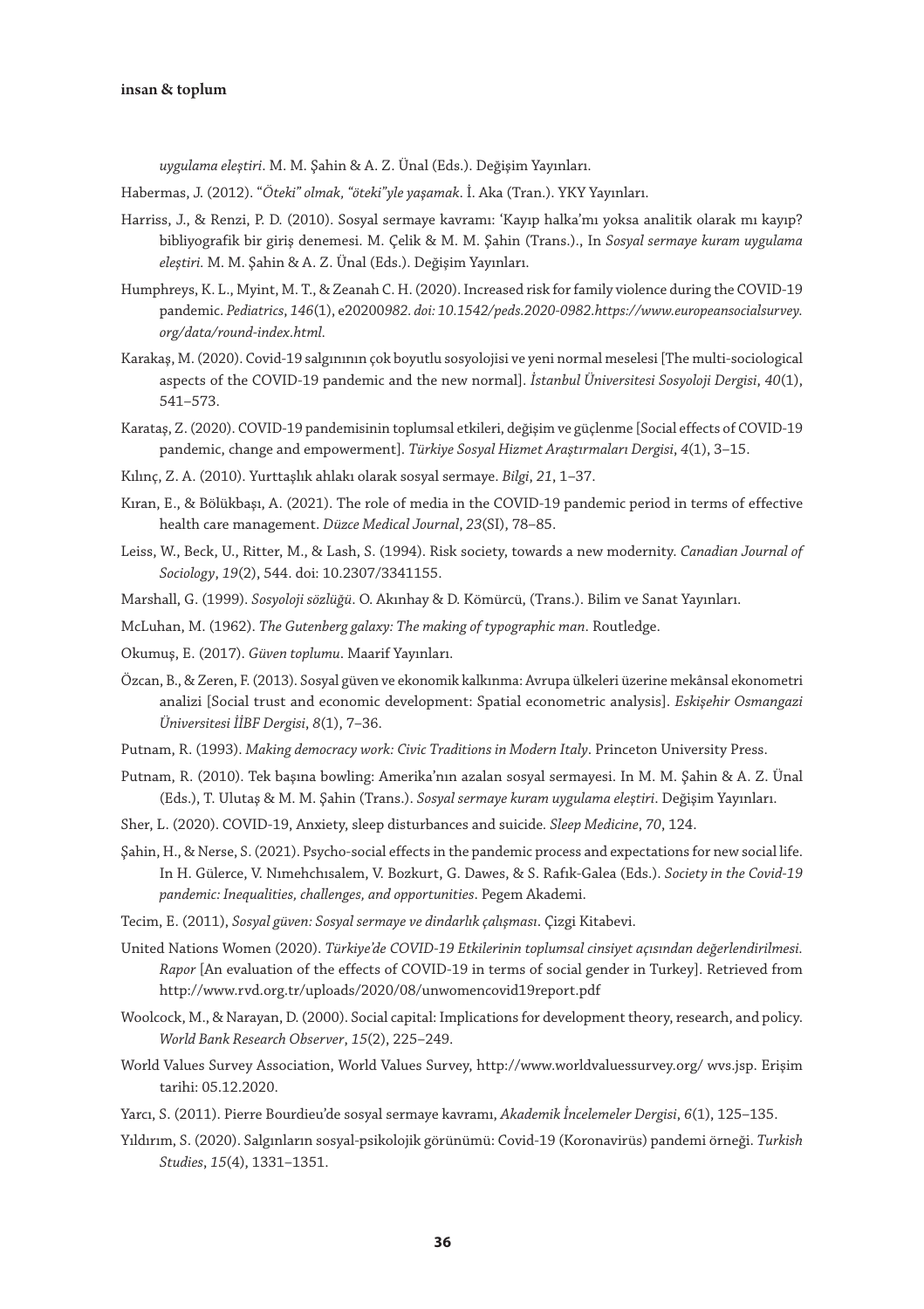*uygulama eleştiri*. M. M. Şahin & A. Z. Ünal (Eds.). Değişim Yayınları.

Habermas, J. (2012). "*Öteki" olmak, "öteki"yle yaşamak*. İ. Aka (Tran.). YKY Yayınları.

Harriss, J., & Renzi, P. D. (2010). Sosyal sermaye kavramı: 'Kayıp halka'mı yoksa analitik olarak mı kayıp? bibliyografik bir giriş denemesi. M. Çelik & M. M. Şahin (Trans.)., In *Sosyal sermaye kuram uygulama eleştiri*. M. M. Şahin & A. Z. Ünal (Eds.). Değişim Yayınları.

Humphreys, K. L., Myint, M. T., & Zeanah C. H. (2020). Increased risk for family violence during the COVID-19 pandemic. *Pediatrics*, *146*(1), e2020*0982. doi: 10.1542/peds.2020-0982.https://www.europeansocialsurvey.org/data/round-index.html*.

Karakaş, M. (2020). Covid-19 salgınının çok boyutlu sosyolojisi ve yeni normal meselesi [The multi-sociological aspects of the COVID-19 pandemic and the new normal]. *İstanbul Üniversitesi Sosyoloji Dergisi*, *40*(1), 541–573.

Karataş, Z. (2020). COVID-19 pandemisinin toplumsal etkileri, değişim ve güçlenme [Social effects of COVID-19 pandemic, change and empowerment]. *Türkiye Sosyal Hizmet Araştırmaları Dergisi*, *4*(1), 3–15.

Kılınç, Z. A. (2010). Yurttaşlık ahlakı olarak sosyal sermaye. *Bilgi*, *21*, 1–37.

Kıran, E., & Bölükbaşı, A. (2021). The role of media in the COVID-19 pandemic period in terms of effective health care management. *Düzce Medical Journal*, *23*(SI), 78–85.

Leiss, W., Beck, U., Ritter, M., & Lash, S. (1994). Risk society, towards a new modernity. *Canadian Journal of Sociology*, *19*(2), 544. doi: 10.2307/3341155.

Marshall, G. (1999). *Sosyoloji sözlüğü*. O. Akınhay & D. Kömürcü, (Trans.). Bilim ve Sanat Yayınları.

McLuhan, M. (1962). *The Gutenberg galaxy: The making of typographic man*. Routledge.

Okumuş, E. (2017). *Güven toplumu*. Maarif Yayınları.

Özcan, B., & Zeren, F. (2013). Sosyal güven ve ekonomik kalkınma: Avrupa ülkeleri üzerine mekânsal ekonometri analizi [Social trust and economic development: Spatial econometric analysis]. *Eskişehir Osmangazi Üniversitesi İİBF Dergisi*, *8*(1), 7–36.

Putnam, R. (1993). *Making democracy work: Civic Traditions in Modern Italy*. Princeton University Press.

Putnam, R. (2010). Tek başına bowling: Amerika'nın azalan sosyal sermayesi. In M. M. Şahin & A. Z. Ünal (Eds.), T. Ulutaş & M. M. Şahin (Trans.). *Sosyal sermaye kuram uygulama eleştiri*. Değişim Yayınları.

Sher, L. (2020). COVID-19, Anxiety, sleep disturbances and suicide. *Sleep Medicine*, *70*, 124.

Şahin, H., & Nerse, S. (2021). Psycho-social effects in the pandemic process and expectations for new social life. In H. Gülerce, V. Nımehchısalem, V. Bozkurt, G. Dawes, & S. Rafık-Galea (Eds.). *Society in the Covid-19 pandemic: Inequalities, challenges, and opportunities*. Pegem Akademi.

Tecim, E. (2011), *Sosyal güven: Sosyal sermaye ve dindarlık çalışması*. Çizgi Kitabevi.

United Nations Women (2020). *Türkiye'de COVID-19 Etkilerinin toplumsal cinsiyet açısından değerlendirilmesi. Rapor* [An evaluation of the effects of COVID-19 in terms of social gender in Turkey]. Retrieved from http://www.rvd.org.tr/uploads/2020/08/unwomencovid19report.pdf

Woolcock, M., & Narayan, D. (2000). Social capital: Implications for development theory, research, and policy. *World Bank Research Observer*, *15*(2), 225–249.

World Values Survey Association, World Values Survey, http://www.worldvaluessurvey.org/ wvs.jsp. Erişim tarihi: 05.12.2020.

Yarcı, S. (2011). Pierre Bourdieu'de sosyal sermaye kavramı, *Akademik İncelemeler Dergisi*, *6*(1), 125–135.

Yıldırım, S. (2020). Salgınların sosyal-psikolojik görünümü: Covid-19 (Koronavirüs) pandemi örneği. *Turkish Studies*, *15*(4), 1331–1351.